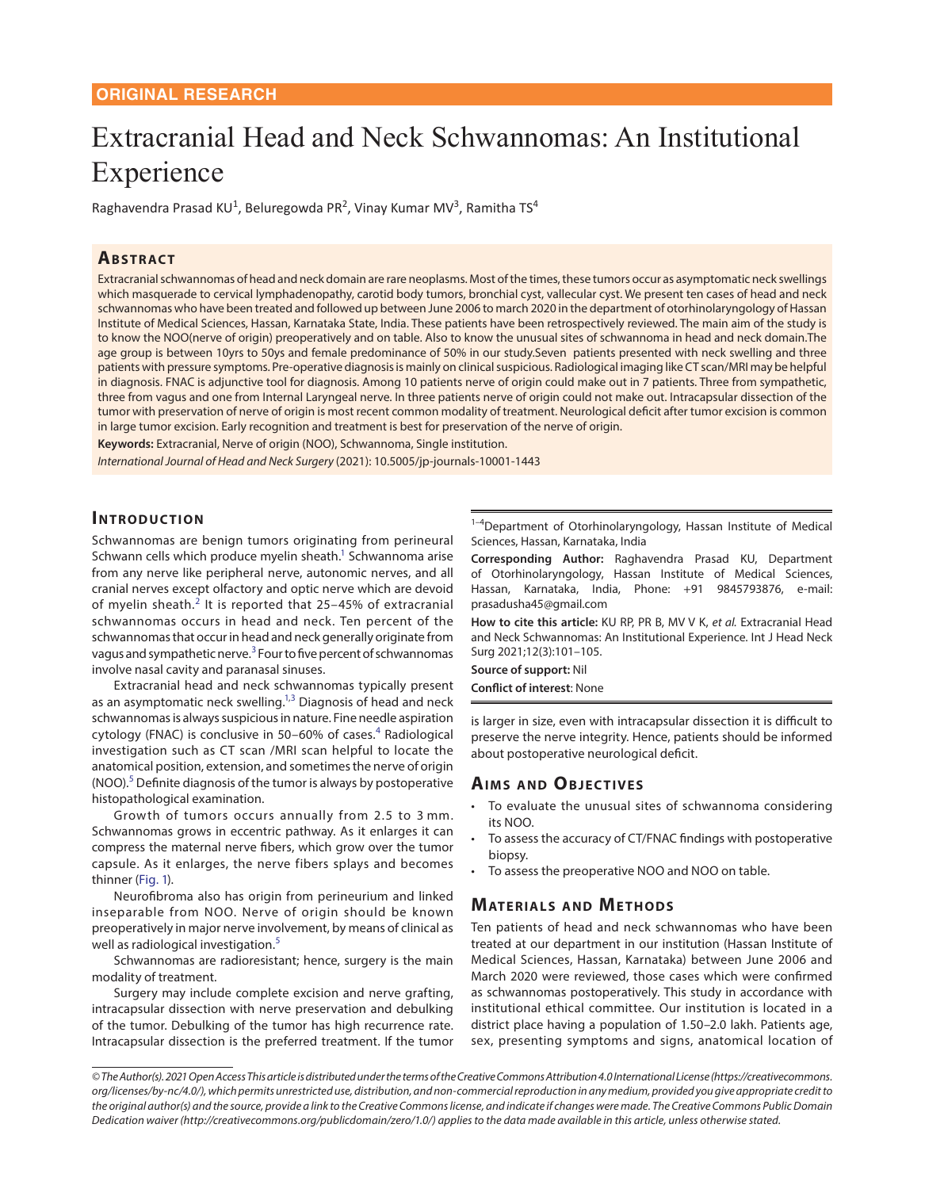ORIGINAL RESEARCH

# Extracranial Head and Neck Schwannomas: An Institutional Experience

Raghavendra Prasad KU[1], Beluregowda PR[2], Vinay Kumar MV[3], Ramitha TS[4]

## Abstract

Extracranial schwannomas of head and neck domain are rare neoplasms. Most of the times, these tumors occur as asymptomatic neck swellings which masquerade to cervical lymphadenopathy, carotid body tumors, bronchial cyst, vallecular cyst. We present ten cases of head and neck schwannomas who have been treated and followed up between June 2006 to march 2020 in the department of otorhinolaryngology of Hassan Institute of Medical Sciences, Hassan, Karnataka State, India. These patients have been retrospectively reviewed. The main aim of the study is to know the NOO(nerve of origin) preoperatively and on table. Also to know the unusual sites of schwannoma in head and neck domain.The age group is between 10yrs to 50ys and female predominance of 50% in our study.Seven patients presented with neck swelling and three patients with pressure symptoms. Pre-operative diagnosis is mainly on clinical suspicious. Radiological imaging like CT scan/MRI may be helpful in diagnosis. FNAC is adjunctive tool for diagnosis. Among 10 patients nerve of origin could make out in 7 patients. Three from sympathetic, three from vagus and one from Internal Laryngeal nerve. In three patients nerve of origin could not make out. Intracapsular dissection of the tumor with preservation of nerve of origin is most recent common modality of treatment. Neurological deficit after tumor excision is common in large tumor excision. Early recognition and treatment is best for preservation of the nerve of origin.

**Keywords:** Extracranial, Nerve of origin (NOO), Schwannoma, Single institution.

*International Journal of Head and Neck Surgery* (2021): 10.5005/jp-journals-10001-1443

## Introduction

Schwannomas are benign tumors originating from perineural Schwann cells which produce myelin sheath.[1] Schwannoma arise from any nerve like peripheral nerve, autonomic nerves, and all cranial nerves except olfactory and optic nerve which are devoid of myelin sheath.[2] It is reported that 25–45% of extracranial schwannomas occurs in head and neck. Ten percent of the schwannomas that occur in head and neck generally originate from vagus and sympathetic nerve.[3] Four to five percent of schwannomas involve nasal cavity and paranasal sinuses.

Extracranial head and neck schwannomas typically present as an asymptomatic neck swelling.[1,3] Diagnosis of head and neck schwannomas is always suspicious in nature. Fine needle aspiration cytology (FNAC) is conclusive in 50–60% of cases.[4] Radiological investigation such as CT scan /MRI scan helpful to locate the anatomical position, extension, and sometimes the nerve of origin (NOO).[5] Definite diagnosis of the tumor is always by postoperative histopathological examination.

Growth of tumors occurs annually from 2.5 to 3 mm. Schwannomas grows in eccentric pathway. As it enlarges it can compress the maternal nerve fibers, which grow over the tumor capsule. As it enlarges, the nerve fibers splays and becomes thinner (Fig. 1).

Neurofibroma also has origin from perineurium and linked inseparable from NOO. Nerve of origin should be known preoperatively in major nerve involvement, by means of clinical as well as radiological investigation.[5]

Schwannomas are radioresistant; hence, surgery is the main modality of treatment.

Surgery may include complete excision and nerve grafting, intracapsular dissection with nerve preservation and debulking of the tumor. Debulking of the tumor has high recurrence rate. Intracapsular dissection is the preferred treatment. If the tumor is larger in size, even with intracapsular dissection it is difficult to preserve the nerve integrity. Hence, patients should be informed about postoperative neurological deficit.

[1–4]Department of Otorhinolaryngology, Hassan Institute of Medical Sciences, Hassan, Karnataka, India

**Corresponding Author:** Raghavendra Prasad KU, Department of Otorhinolaryngology, Hassan Institute of Medical Sciences, Hassan, Karnataka, India, Phone: +91 9845793876, e-mail: prasadusha45@gmail.com

**How to cite this article:** KU RP, PR B, MV V K, *et al.* Extracranial Head and Neck Schwannomas: An Institutional Experience. Int J Head Neck Surg 2021;12(3):101–105.

**Source of support:** Nil

**Conflict of interest**: None

## Aims and Objectives

- To evaluate the unusual sites of schwannoma considering its NOO.
- To assess the accuracy of CT/FNAC findings with postoperative biopsy.
- To assess the preoperative NOO and NOO on table.

## Materials and Methods

Ten patients of head and neck schwannomas who have been treated at our department in our institution (Hassan Institute of Medical Sciences, Hassan, Karnataka) between June 2006 and March 2020 were reviewed, those cases which were confirmed as schwannomas postoperatively. This study in accordance with institutional ethical committee. Our institution is located in a district place having a population of 1.50–2.0 lakh. Patients age, sex, presenting symptoms and signs, anatomical location of

*© The Author(s). 2021 Open Access This article is distributed under the terms of the Creative Commons Attribution 4.0 International License (https://creativecommons.org/licenses/by-nc/4.0/), which permits unrestricted use, distribution, and non-commercial reproduction in any medium, provided you give appropriate credit to the original author(s) and the source, provide a link to the Creative Commons license, and indicate if changes were made. The Creative Commons Public Domain Dedication waiver (http://creativecommons.org/publicdomain/zero/1.0/) applies to the data made available in this article, unless otherwise stated.*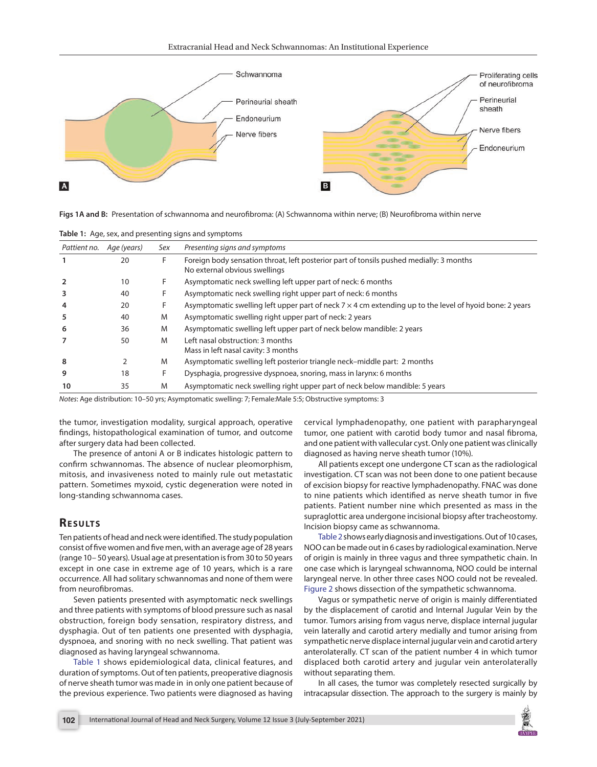Figs 1A and B: Presentation of schwannoma and neurofibroma: (A) Schwannoma within nerve; (B) Neurofibroma within nerve

**Table 1:** Age, sex, and presenting signs and symptoms

| *Pattient no.* | *Age (years)* | *Sex* | *Presenting signs and symptoms* |
|---|---|---|---|
| **1** | 20 | F | Foreign body sensation throat, left posterior part of tonsils pushed medially: 3 months<br>No external obvious swellings |
| **2** | 10 | F | Asymptomatic neck swelling left upper part of neck: 6 months |
| **3** | 40 | F | Asymptomatic neck swelling right upper part of neck: 6 months |
| **4** | 20 | F | Asymptomatic swelling left upper part of neck 7 × 4 cm extending up to the level of hyoid bone: 2 years |
| **5** | 40 | M | Asymptomatic swelling right upper part of neck: 2 years |
| **6** | 36 | M | Asymptomatic swelling left upper part of neck below mandible: 2 years |
| **7** | 50 | M | Left nasal obstruction: 3 months<br>Mass in left nasal cavity: 3 months |
| **8** | 2 | M | Asymptomatic swelling left posterior triangle neck–middle part: 2 months |
| **9** | 18 | F | Dysphagia, progressive dyspnoea, snoring, mass in larynx: 6 months |
| **10** | 35 | M | Asymptomatic neck swelling right upper part of neck below mandible: 5 years |

*Notes*: Age distribution: 10–50 yrs; Asymptomatic swelling: 7; Female:Male 5:5; Obstructive symptoms: 3

the tumor, investigation modality, surgical approach, operative findings, histopathological examination of tumor, and outcome after surgery data had been collected.

The presence of antoni A or B indicates histologic pattern to confirm schwannomas. The absence of nuclear pleomorphism, mitosis, and invasiveness noted to mainly rule out metastatic pattern. Sometimes myxoid, cystic degeneration were noted in long-standing schwannoma cases.

## Results

Ten patients of head and neck were identified. The study population consist of five women and five men, with an average age of 28 years (range 10– 50 years). Usual age at presentation is from 30 to 50 years except in one case in extreme age of 10 years, which is a rare occurrence. All had solitary schwannomas and none of them were from neurofibromas.

Seven patients presented with asymptomatic neck swellings and three patients with symptoms of blood pressure such as nasal obstruction, foreign body sensation, respiratory distress, and dysphagia. Out of ten patients one presented with dysphagia, dyspnoea, and snoring with no neck swelling. That patient was diagnosed as having laryngeal schwannoma.

Table 1 shows epidemiological data, clinical features, and duration of symptoms. Out of ten patients, preoperative diagnosis of nerve sheath tumor was made in in only one patient because of the previous experience. Two patients were diagnosed as having cervical lymphadenopathy, one patient with parapharyngeal tumor, one patient with carotid body tumor and nasal fibroma, and one patient with vallecular cyst. Only one patient was clinically diagnosed as having nerve sheath tumor (10%).

All patients except one undergone CT scan as the radiological investigation. CT scan was not been done to one patient because of excision biopsy for reactive lymphadenopathy. FNAC was done to nine patients which identified as nerve sheath tumor in five patients. Patient number nine which presented as mass in the supraglottic area undergone incisional biopsy after tracheostomy. Incision biopsy came as schwannoma.

Table 2 shows early diagnosis and investigations. Out of 10 cases, NOO can be made out in 6 cases by radiological examination. Nerve of origin is mainly in three vagus and three sympathetic chain. In one case which is laryngeal schwannoma, NOO could be internal laryngeal nerve. In other three cases NOO could not be revealed. Figure 2 shows dissection of the sympathetic schwannoma.

Vagus or sympathetic nerve of origin is mainly differentiated by the displacement of carotid and Internal Jugular Vein by the tumor. Tumors arising from vagus nerve, displace internal jugular vein laterally and carotid artery medially and tumor arising from sympathetic nerve displace internal jugular vein and carotid artery anterolaterally. CT scan of the patient number 4 in which tumor displaced both carotid artery and jugular vein anterolaterally without separating them.

In all cases, the tumor was completely resected surgically by intracapsular dissection. The approach to the surgery is mainly by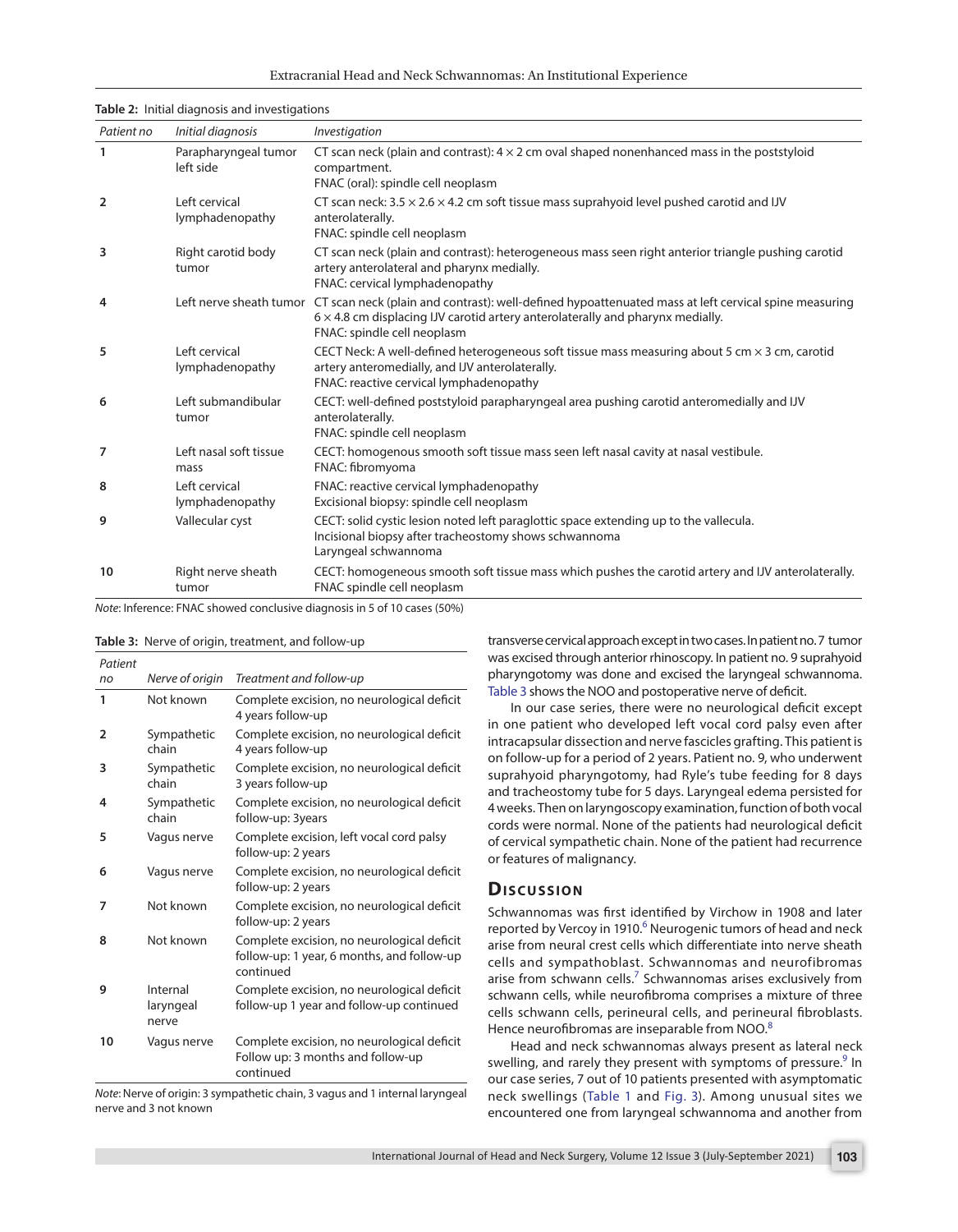**Table 2:** Initial diagnosis and investigations

| Patient no | Initial diagnosis | Investigation |
|---|---|---|
| 1 | Parapharyngeal tumor left side | CT scan neck (plain and contrast): 4 × 2 cm oval shaped nonenhanced mass in the poststyloid compartment. FNAC (oral): spindle cell neoplasm |
| 2 | Left cervical lymphadenopathy | CT scan neck: 3.5 × 2.6 × 4.2 cm soft tissue mass suprahyoid level pushed carotid and IJV anterolaterally. FNAC: spindle cell neoplasm |
| 3 | Right carotid body tumor | CT scan neck (plain and contrast): heterogeneous mass seen right anterior triangle pushing carotid artery anterolateral and pharynx medially. FNAC: cervical lymphadenopathy |
| 4 | Left nerve sheath tumor | CT scan neck (plain and contrast): well-defined hypoattenuated mass at left cervical spine measuring 6 × 4.8 cm displacing IJV carotid artery anterolaterally and pharynx medially. FNAC: spindle cell neoplasm |
| 5 | Left cervical lymphadenopathy | CECT Neck: A well-defined heterogeneous soft tissue mass measuring about 5 cm × 3 cm, carotid artery anteromedially, and IJV anterolaterally. FNAC: reactive cervical lymphadenopathy |
| 6 | Left submandibular tumor | CECT: well-defined poststyloid parapharyngeal area pushing carotid anteromedially and IJV anterolaterally. FNAC: spindle cell neoplasm |
| 7 | Left nasal soft tissue mass | CECT: homogenous smooth soft tissue mass seen left nasal cavity at nasal vestibule. FNAC: fibromyoma |
| 8 | Left cervical lymphadenopathy | FNAC: reactive cervical lymphadenopathy. Excisional biopsy: spindle cell neoplasm |
| 9 | Vallecular cyst | CECT: solid cystic lesion noted left paraglottic space extending up to the vallecula. Incisional biopsy after tracheostomy shows schwannoma. Laryngeal schwannoma |
| 10 | Right nerve sheath tumor | CECT: homogeneous smooth soft tissue mass which pushes the carotid artery and IJV anterolaterally. FNAC spindle cell neoplasm |

*Note*: Inference: FNAC showed conclusive diagnosis in 5 of 10 cases (50%)

**Table 3:** Nerve of origin, treatment, and follow-up

| Patient no | Nerve of origin | Treatment and follow-up |
|---|---|---|
| 1 | Not known | Complete excision, no neurological deficit 4 years follow-up |
| 2 | Sympathetic chain | Complete excision, no neurological deficit 4 years follow-up |
| 3 | Sympathetic chain | Complete excision, no neurological deficit 3 years follow-up |
| 4 | Sympathetic chain | Complete excision, no neurological deficit follow-up: 3years |
| 5 | Vagus nerve | Complete excision, left vocal cord palsy follow-up: 2 years |
| 6 | Vagus nerve | Complete excision, no neurological deficit follow-up: 2 years |
| 7 | Not known | Complete excision, no neurological deficit follow-up: 2 years |
| 8 | Not known | Complete excision, no neurological deficit follow-up: 1 year, 6 months, and follow-up continued |
| 9 | Internal laryngeal nerve | Complete excision, no neurological deficit follow-up 1 year and follow-up continued |
| 10 | Vagus nerve | Complete excision, no neurological deficit Follow up: 3 months and follow-up continued |

*Note*: Nerve of origin: 3 sympathetic chain, 3 vagus and 1 internal laryngeal nerve and 3 not known

transverse cervical approach except in two cases. In patient no. 7 tumor was excised through anterior rhinoscopy. In patient no. 9 suprahyoid pharyngotomy was done and excised the laryngeal schwannoma. Table 3 shows the NOO and postoperative nerve of deficit.

In our case series, there were no neurological deficit except in one patient who developed left vocal cord palsy even after intracapsular dissection and nerve fascicles grafting. This patient is on follow-up for a period of 2 years. Patient no. 9, who underwent suprahyoid pharyngotomy, had Ryle's tube feeding for 8 days and tracheostomy tube for 5 days. Laryngeal edema persisted for 4 weeks. Then on laryngoscopy examination, function of both vocal cords were normal. None of the patients had neurological deficit of cervical sympathetic chain. None of the patient had recurrence or features of malignancy.

## Discussion

Schwannomas was first identified by Virchow in 1908 and later reported by Vercoy in 1910.[6] Neurogenic tumors of head and neck arise from neural crest cells which differentiate into nerve sheath cells and sympathoblast. Schwannomas and neurofibromas arise from schwann cells.[7] Schwannomas arises exclusively from schwann cells, while neurofibroma comprises a mixture of three cells schwann cells, perineural cells, and perineural fibroblasts. Hence neurofibromas are inseparable from NOO.[8]

Head and neck schwannomas always present as lateral neck swelling, and rarely they present with symptoms of pressure.[9] In our case series, 7 out of 10 patients presented with asymptomatic neck swellings (Table 1 and Fig. 3). Among unusual sites we encountered one from laryngeal schwannoma and another from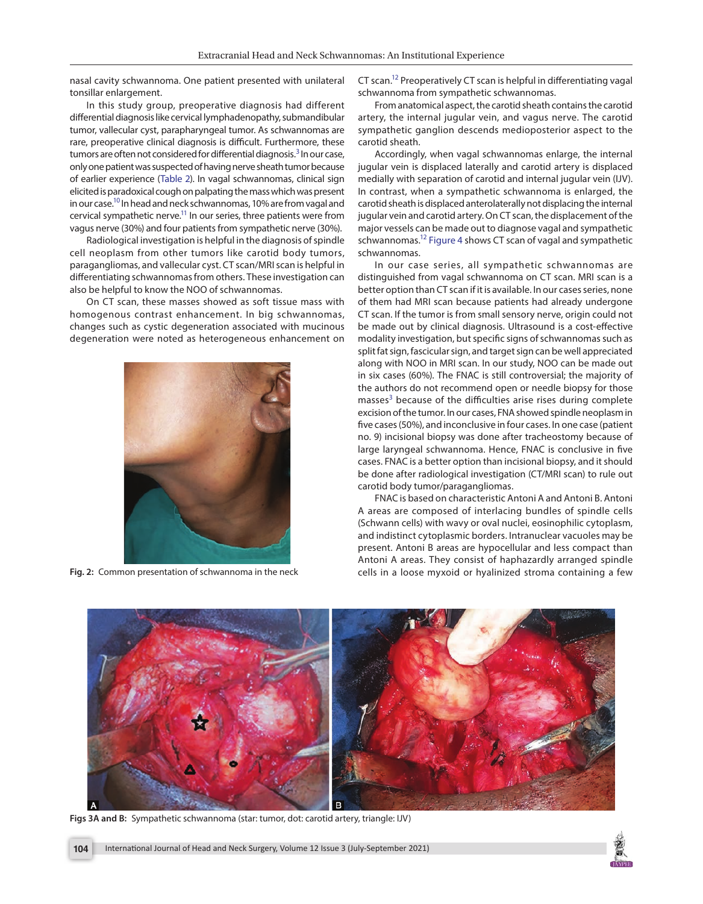nasal cavity schwannoma. One patient presented with unilateral tonsillar enlargement.

In this study group, preoperative diagnosis had different differential diagnosis like cervical lymphadenopathy, submandibular tumor, vallecular cyst, parapharyngeal tumor. As schwannomas are rare, preoperative clinical diagnosis is difficult. Furthermore, these tumors are often not considered for differential diagnosis.[3] In our case, only one patient was suspected of having nerve sheath tumor because of earlier experience (Table 2). In vagal schwannomas, clinical sign elicited is paradoxical cough on palpating the mass which was present in our case.[10] In head and neck schwannomas, 10% are from vagal and cervical sympathetic nerve.[11] In our series, three patients were from vagus nerve (30%) and four patients from sympathetic nerve (30%).

Radiological investigation is helpful in the diagnosis of spindle cell neoplasm from other tumors like carotid body tumors, paragangliomas, and vallecular cyst. CT scan/MRI scan is helpful in differentiating schwannomas from others. These investigation can also be helpful to know the NOO of schwannomas.

On CT scan, these masses showed as soft tissue mass with homogenous contrast enhancement. In big schwannomas, changes such as cystic degeneration associated with mucinous degeneration were noted as heterogeneous enhancement on CT scan.[12] Preoperatively CT scan is helpful in differentiating vagal schwannoma from sympathetic schwannomas.

Fig. 2: Common presentation of schwannoma in the neck

From anatomical aspect, the carotid sheath contains the carotid artery, the internal jugular vein, and vagus nerve. The carotid sympathetic ganglion descends medioposterior aspect to the carotid sheath.

Accordingly, when vagal schwannomas enlarge, the internal jugular vein is displaced laterally and carotid artery is displaced medially with separation of carotid and internal jugular vein (IJV). In contrast, when a sympathetic schwannoma is enlarged, the carotid sheath is displaced anterolaterally not displacing the internal jugular vein and carotid artery. On CT scan, the displacement of the major vessels can be made out to diagnose vagal and sympathetic schwannomas.[12] Figure 4 shows CT scan of vagal and sympathetic schwannomas.

In our case series, all sympathetic schwannomas are distinguished from vagal schwannoma on CT scan. MRI scan is a better option than CT scan if it is available. In our cases series, none of them had MRI scan because patients had already undergone CT scan. If the tumor is from small sensory nerve, origin could not be made out by clinical diagnosis. Ultrasound is a cost-effective modality investigation, but specific signs of schwannomas such as split fat sign, fascicular sign, and target sign can be well appreciated along with NOO in MRI scan. In our study, NOO can be made out in six cases (60%). The FNAC is still controversial; the majority of the authors do not recommend open or needle biopsy for those masses[3] because of the difficulties arise rises during complete excision of the tumor. In our cases, FNA showed spindle neoplasm in five cases (50%), and inconclusive in four cases. In one case (patient no. 9) incisional biopsy was done after tracheostomy because of large laryngeal schwannoma. Hence, FNAC is conclusive in five cases. FNAC is a better option than incisional biopsy, and it should be done after radiological investigation (CT/MRI scan) to rule out carotid body tumor/paragangliomas.

FNAC is based on characteristic Antoni A and Antoni B. Antoni A areas are composed of interlacing bundles of spindle cells (Schwann cells) with wavy or oval nuclei, eosinophilic cytoplasm, and indistinct cytoplasmic borders. Intranuclear vacuoles may be present. Antoni B areas are hypocellular and less compact than Antoni A areas. They consist of haphazardly arranged spindle cells in a loose myxoid or hyalinized stroma containing a few

Figs 3A and B: Sympathetic schwannoma (star: tumor, dot: carotid artery, triangle: IJV)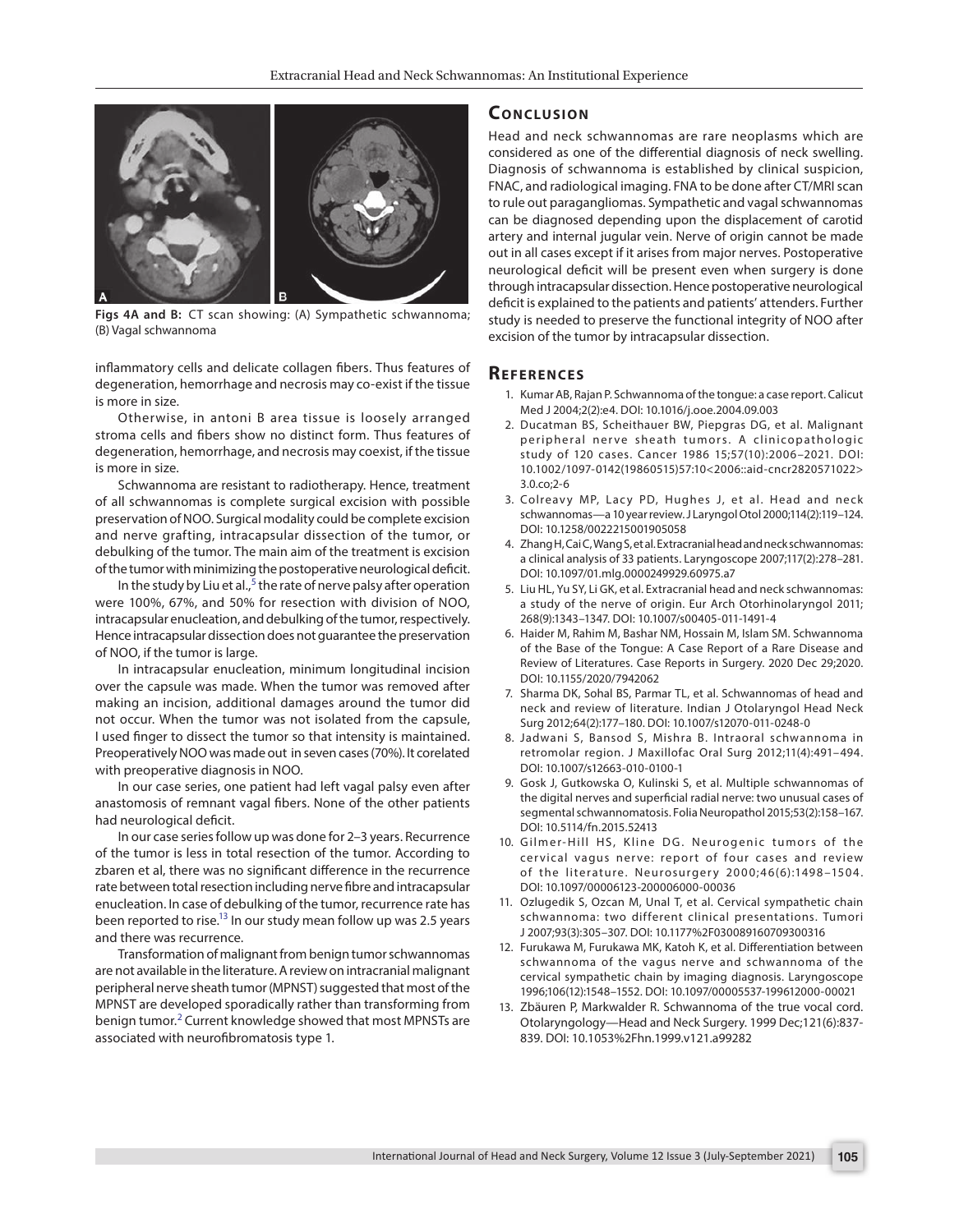Figs 4A and B: CT scan showing: (A) Sympathetic schwannoma; (B) Vagal schwannoma

inflammatory cells and delicate collagen fibers. Thus features of degeneration, hemorrhage and necrosis may co-exist if the tissue is more in size.

Otherwise, in antoni B area tissue is loosely arranged stroma cells and fibers show no distinct form. Thus features of degeneration, hemorrhage, and necrosis may coexist, if the tissue is more in size.

Schwannoma are resistant to radiotherapy. Hence, treatment of all schwannomas is complete surgical excision with possible preservation of NOO. Surgical modality could be complete excision and nerve grafting, intracapsular dissection of the tumor, or debulking of the tumor. The main aim of the treatment is excision of the tumor with minimizing the postoperative neurological deficit.

In the study by Liu et al.,[5] the rate of nerve palsy after operation were 100%, 67%, and 50% for resection with division of NOO, intracapsular enucleation, and debulking of the tumor, respectively. Hence intracapsular dissection does not guarantee the preservation of NOO, if the tumor is large.

In intracapsular enucleation, minimum longitudinal incision over the capsule was made. When the tumor was removed after making an incision, additional damages around the tumor did not occur. When the tumor was not isolated from the capsule, I used finger to dissect the tumor so that intensity is maintained. Preoperatively NOO was made out in seven cases (70%). It corelated with preoperative diagnosis in NOO.

In our case series, one patient had left vagal palsy even after anastomosis of remnant vagal fibers. None of the other patients had neurological deficit.

In our case series follow up was done for 2–3 years. Recurrence of the tumor is less in total resection of the tumor. According to zbaren et al, there was no significant difference in the recurrence rate between total resection including nerve fibre and intracapsular enucleation. In case of debulking of the tumor, recurrence rate has been reported to rise.[13] In our study mean follow up was 2.5 years and there was recurrence.

Transformation of malignant from benign tumor schwannomas are not available in the literature. A review on intracranial malignant peripheral nerve sheath tumor (MPNST) suggested that most of the MPNST are developed sporadically rather than transforming from benign tumor.[2] Current knowledge showed that most MPNSTs are associated with neurofibromatosis type 1.

## Conclusion

Head and neck schwannomas are rare neoplasms which are considered as one of the differential diagnosis of neck swelling. Diagnosis of schwannoma is established by clinical suspicion, FNAC, and radiological imaging. FNA to be done after CT/MRI scan to rule out paragangliomas. Sympathetic and vagal schwannomas can be diagnosed depending upon the displacement of carotid artery and internal jugular vein. Nerve of origin cannot be made out in all cases except if it arises from major nerves. Postoperative neurological deficit will be present even when surgery is done through intracapsular dissection. Hence postoperative neurological deficit is explained to the patients and patients' attenders. Further study is needed to preserve the functional integrity of NOO after excision of the tumor by intracapsular dissection.

## References

1. Kumar AB, Rajan P. Schwannoma of the tongue: a case report. Calicut Med J 2004;2(2):e4. DOI: 10.1016/j.ooe.2004.09.003
2. Ducatman BS, Scheithauer BW, Piepgras DG, et al. Malignant peripheral nerve sheath tumors. A clinicopathologic study of 120 cases. Cancer 1986 15;57(10):2006–2021. DOI: 10.1002/1097-0142(19860515)57:10<2006::aid-cncr2820571022>3.0.co;2-6
3. Colreavy MP, Lacy PD, Hughes J, et al. Head and neck schwannomas—a 10 year review. J Laryngol Otol 2000;114(2):119–124. DOI: 10.1258/0022215001905058
4. Zhang H, Cai C, Wang S, et al. Extracranial head and neck schwannomas: a clinical analysis of 33 patients. Laryngoscope 2007;117(2):278–281. DOI: 10.1097/01.mlg.0000249929.60975.a7
5. Liu HL, Yu SY, Li GK, et al. Extracranial head and neck schwannomas: a study of the nerve of origin. Eur Arch Otorhinolaryngol 2011; 268(9):1343–1347. DOI: 10.1007/s00405-011-1491-4
6. Haider M, Rahim M, Bashar NM, Hossain M, Islam SM. Schwannoma of the Base of the Tongue: A Case Report of a Rare Disease and Review of Literatures. Case Reports in Surgery. 2020 Dec 29;2020. DOI: 10.1155/2020/7942062
7. Sharma DK, Sohal BS, Parmar TL, et al. Schwannomas of head and neck and review of literature. Indian J Otolaryngol Head Neck Surg 2012;64(2):177–180. DOI: 10.1007/s12070-011-0248-0
8. Jadwani S, Bansod S, Mishra B. Intraoral schwannoma in retromolar region. J Maxillofac Oral Surg 2012;11(4):491–494. DOI: 10.1007/s12663-010-0100-1
9. Gosk J, Gutkowska O, Kulinski S, et al. Multiple schwannomas of the digital nerves and superficial radial nerve: two unusual cases of segmental schwannomatosis. Folia Neuropathol 2015;53(2):158–167. DOI: 10.5114/fn.2015.52413
10. Gilmer-Hill HS, Kline DG. Neurogenic tumors of the cervical vagus nerve: report of four cases and review of the literature. Neurosurgery 2000;46(6):1498–1504. DOI: 10.1097/00006123-200006000-00036
11. Ozlugedik S, Ozcan M, Unal T, et al. Cervical sympathetic chain schwannoma: two different clinical presentations. Tumori J 2007;93(3):305–307. DOI: 10.1177%2F030089160709300316
12. Furukawa M, Furukawa MK, Katoh K, et al. Differentiation between schwannoma of the vagus nerve and schwannoma of the cervical sympathetic chain by imaging diagnosis. Laryngoscope 1996;106(12):1548–1552. DOI: 10.1097/00005537-199612000-00021
13. Zbäuren P, Markwalder R. Schwannoma of the true vocal cord. Otolaryngology—Head and Neck Surgery. 1999 Dec;121(6):837-839. DOI: 10.1053%2Fhn.1999.v121.a99282